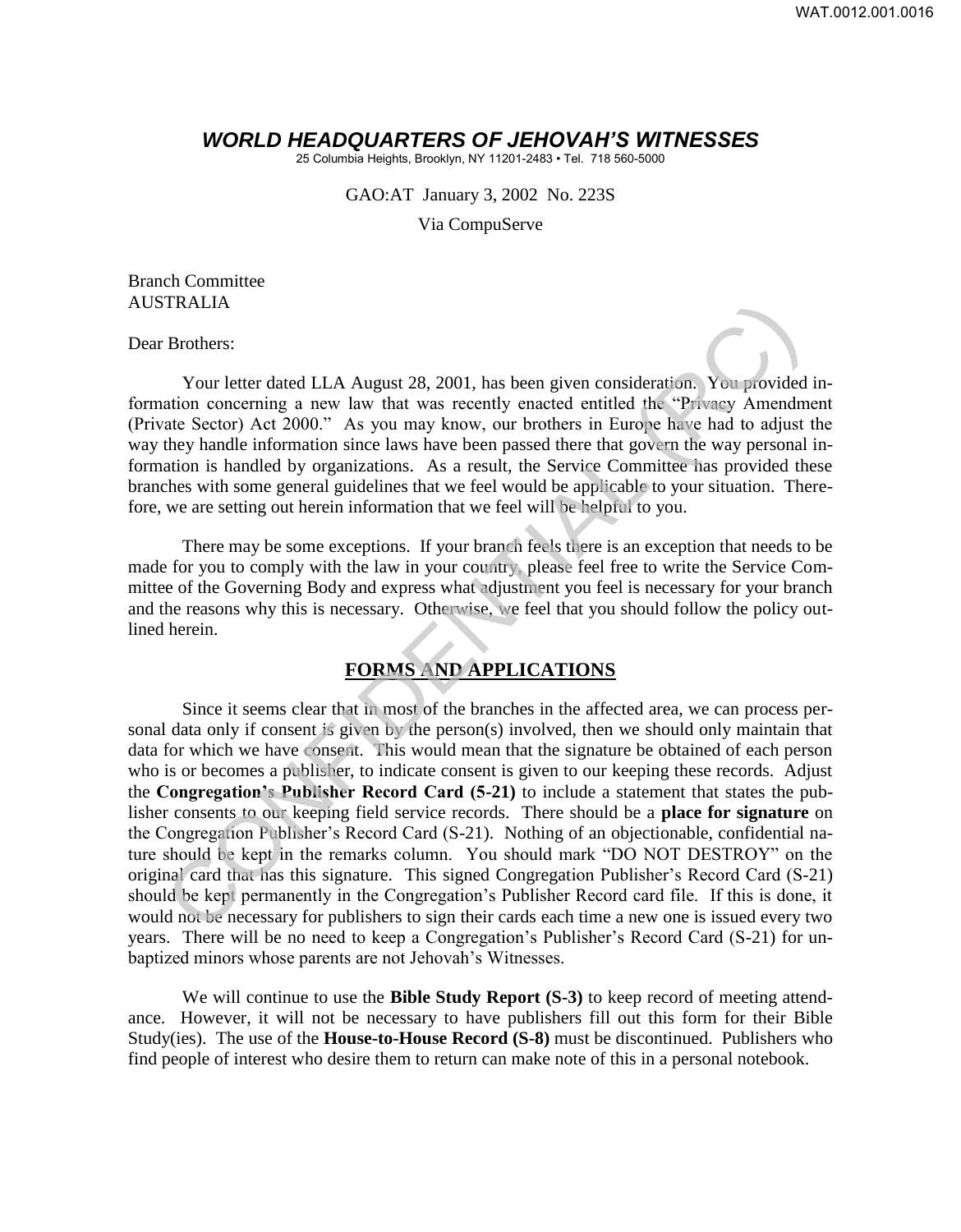# *WORLD HEADQUARTERS OF JEHOVAH'S WITNESSES*

25 Columbia Heights, Brooklyn, NY 11201-2483 • Tel. 718 560-5000

GAO:AT January 3, 2002 No. 223S

Via CompuServe

Branch Committee
AUSTRALIA

Dear Brothers:

Your letter dated LLA August 28, 2001, has been given consideration. You provided information concerning a new law that was recently enacted entitled the "Privacy Amendment (Private Sector) Act 2000." As you may know, our brothers in Europe have had to adjust the way they handle information since laws have been passed there that govern the way personal information is handled by organizations. As a result, the Service Committee has provided these branches with some general guidelines that we feel would be applicable to your situation. Therefore, we are setting out herein information that we feel will be helpful to you.

There may be some exceptions. If your branch feels there is an exception that needs to be made for you to comply with the law in your country, please feel free to write the Service Committee of the Governing Body and express what adjustment you feel is necessary for your branch and the reasons why this is necessary. Otherwise, we feel that you should follow the policy outlined herein.

## FORMS AND APPLICATIONS

Since it seems clear that in most of the branches in the affected area, we can process personal data only if consent is given by the person(s) involved, then we should only maintain that data for which we have consent. This would mean that the signature be obtained of each person who is or becomes a publisher, to indicate consent is given to our keeping these records. Adjust the **Congregation's Publisher Record Card (S-21)** to include a statement that states the publisher consents to our keeping field service records. There should be a **place for signature** on the Congregation Publisher's Record Card (S-21). Nothing of an objectionable, confidential nature should be kept in the remarks column. You should mark "DO NOT DESTROY" on the original card that has this signature. This signed Congregation Publisher's Record Card (S-21) should be kept permanently in the Congregation's Publisher Record card file. If this is done, it would not be necessary for publishers to sign their cards each time a new one is issued every two years. There will be no need to keep a Congregation's Publisher's Record Card (S-21) for unbaptized minors whose parents are not Jehovah's Witnesses.

We will continue to use the **Bible Study Report (S-3)** to keep record of meeting attendance. However, it will not be necessary to have publishers fill out this form for their Bible Study(ies). The use of the **House-to-House Record (S-8)** must be discontinued. Publishers who find people of interest who desire them to return can make note of this in a personal notebook.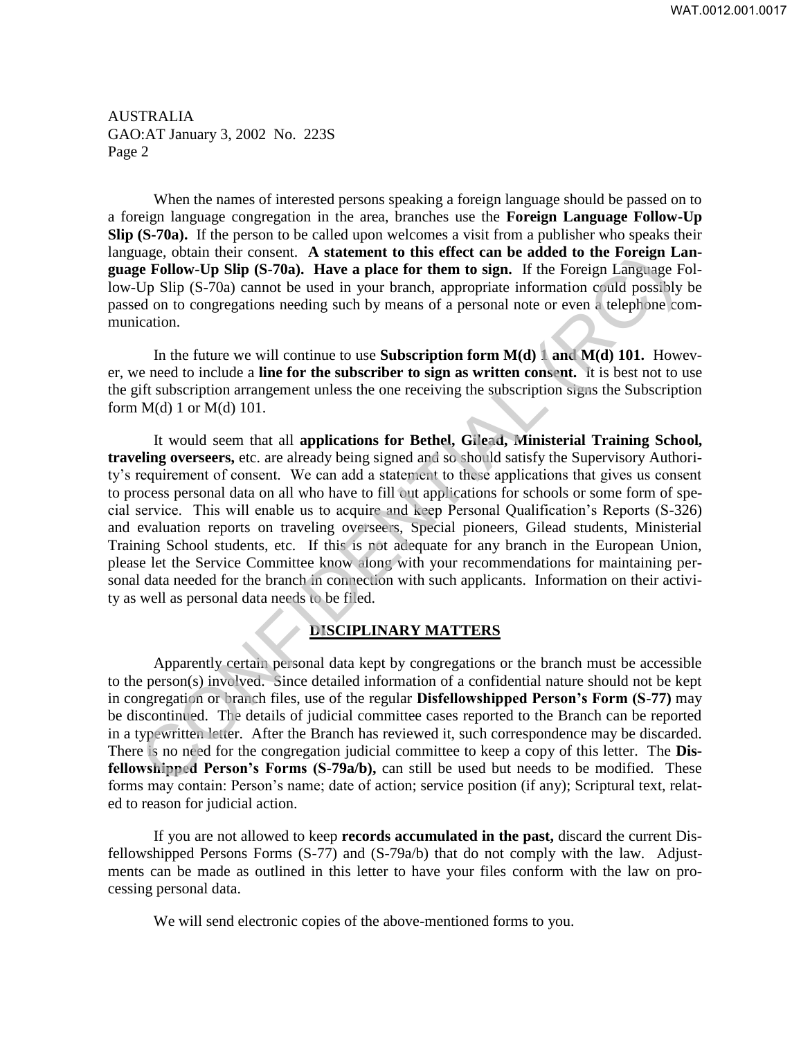AUSTRALIA
GAO:AT January 3, 2002 No. 223S
Page 2

When the names of interested persons speaking a foreign language should be passed on to a foreign language congregation in the area, branches use the **Foreign Language Follow-Up Slip (S-70a).** If the person to be called upon welcomes a visit from a publisher who speaks their language, obtain their consent. **A statement to this effect can be added to the Foreign Language Follow-Up Slip (S-70a). Have a place for them to sign.** If the Foreign Language Follow-Up Slip (S-70a) cannot be used in your branch, appropriate information could possibly be passed on to congregations needing such by means of a personal note or even a telephone communication.

In the future we will continue to use **Subscription form M(d) 1 and M(d) 101.** However, we need to include a **line for the subscriber to sign as written consent.** It is best not to use the gift subscription arrangement unless the one receiving the subscription signs the Subscription form M(d) 1 or M(d) 101.

It would seem that all **applications for Bethel, Gilead, Ministerial Training School, traveling overseers,** etc. are already being signed and so should satisfy the Supervisory Authority's requirement of consent. We can add a statement to these applications that gives us consent to process personal data on all who have to fill out applications for schools or some form of special service. This will enable us to acquire and keep Personal Qualification's Reports (S-326) and evaluation reports on traveling overseers, Special pioneers, Gilead students, Ministerial Training School students, etc. If this is not adequate for any branch in the European Union, please let the Service Committee know along with your recommendations for maintaining personal data needed for the branch in connection with such applicants. Information on their activity as well as personal data needs to be filed.

## DISCIPLINARY MATTERS

Apparently certain personal data kept by congregations or the branch must be accessible to the person(s) involved. Since detailed information of a confidential nature should not be kept in congregation or branch files, use of the regular **Disfellowshipped Person's Form (S-77)** may be discontinued. The details of judicial committee cases reported to the Branch can be reported in a typewritten letter. After the Branch has reviewed it, such correspondence may be discarded. There is no need for the congregation judicial committee to keep a copy of this letter. The **Disfellowshipped Person's Forms (S-79a/b),** can still be used but needs to be modified. These forms may contain: Person's name; date of action; service position (if any); Scriptural text, related to reason for judicial action.

If you are not allowed to keep **records accumulated in the past,** discard the current Disfellowshipped Persons Forms (S-77) and (S-79a/b) that do not comply with the law. Adjustments can be made as outlined in this letter to have your files conform with the law on processing personal data.

We will send electronic copies of the above-mentioned forms to you.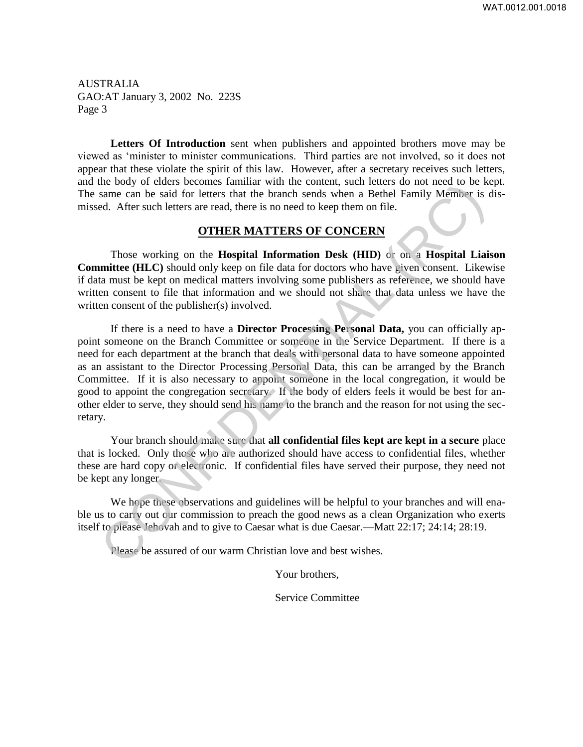AUSTRALIA
GAO:AT January 3, 2002 No. 223S
Page 3

**Letters Of Introduction** sent when publishers and appointed brothers move may be viewed as 'minister to minister communications. Third parties are not involved, so it does not appear that these violate the spirit of this law. However, after a secretary receives such letters, and the body of elders becomes familiar with the content, such letters do not need to be kept. The same can be said for letters that the branch sends when a Bethel Family Member is dismissed. After such letters are read, there is no need to keep them on file.

## OTHER MATTERS OF CONCERN

Those working on the **Hospital Information Desk (HID)** or on a **Hospital Liaison Committee (HLC)** should only keep on file data for doctors who have given consent. Likewise if data must be kept on medical matters involving some publishers as reference, we should have written consent to file that information and we should not share that data unless we have the written consent of the publisher(s) involved.

If there is a need to have a **Director Processing Personal Data,** you can officially appoint someone on the Branch Committee or someone in the Service Department. If there is a need for each department at the branch that deals with personal data to have someone appointed as an assistant to the Director Processing Personal Data, this can be arranged by the Branch Committee. If it is also necessary to appoint someone in the local congregation, it would be good to appoint the congregation secretary. If the body of elders feels it would be best for another elder to serve, they should send his name to the branch and the reason for not using the secretary.

Your branch should make sure that **all confidential files kept are kept in a secure** place that is locked. Only those who are authorized should have access to confidential files, whether these are hard copy or electronic. If confidential files have served their purpose, they need not be kept any longer.

We hope these observations and guidelines will be helpful to your branches and will enable us to carry out our commission to preach the good news as a clean Organization who exerts itself to please Jehovah and to give to Caesar what is due Caesar.—Matt 22:17; 24:14; 28:19.

Please be assured of our warm Christian love and best wishes.

Your brothers,

Service Committee